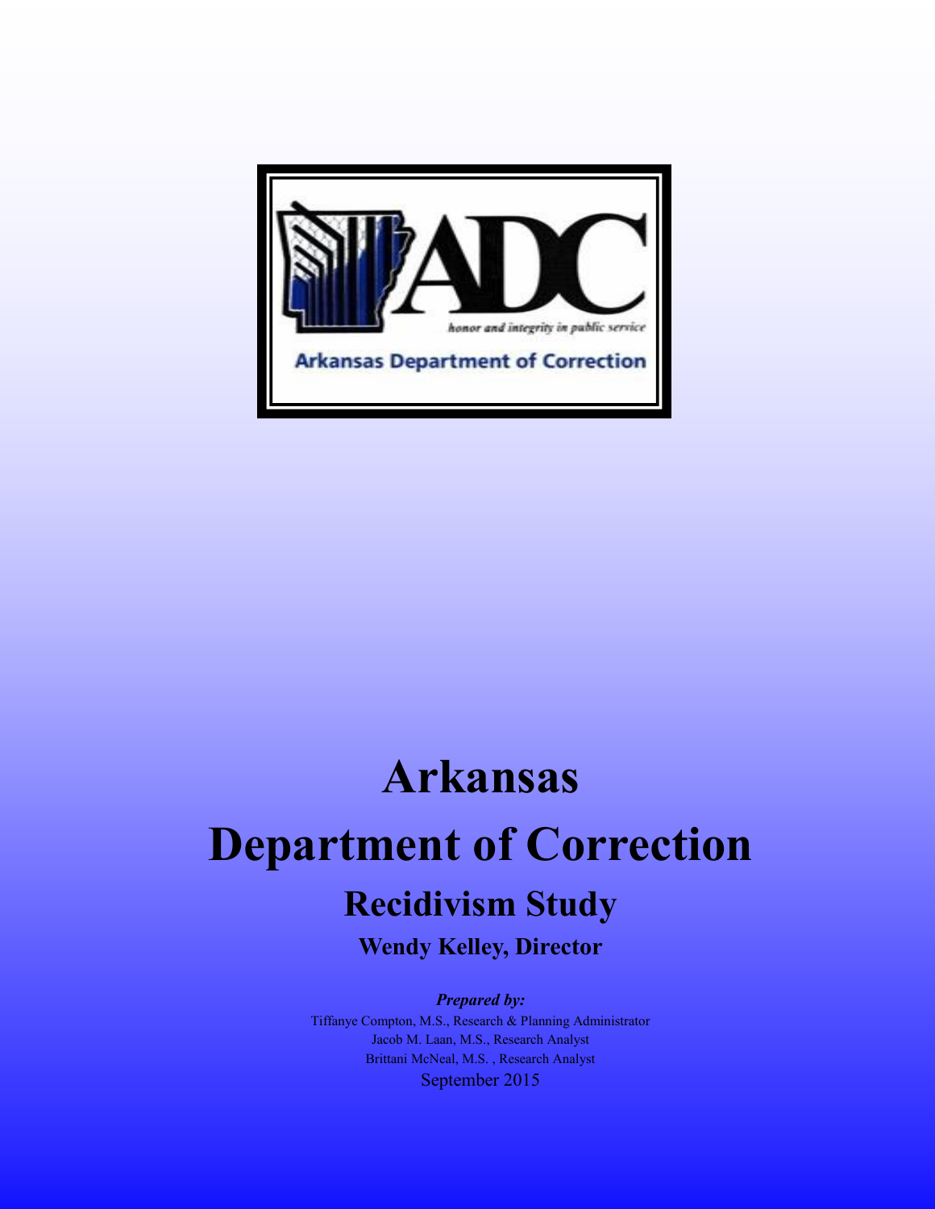ADC

*honor and integrity in public service*

Arkansas Department of Correction

# Arkansas

# Department of Correction

## Recidivism Study

### Wendy Kelley, Director

***Prepared by:***

Tiffanye Compton, M.S., Research & Planning Administrator

Jacob M. Laan, M.S., Research Analyst

Brittani McNeal, M.S. , Research Analyst

September 2015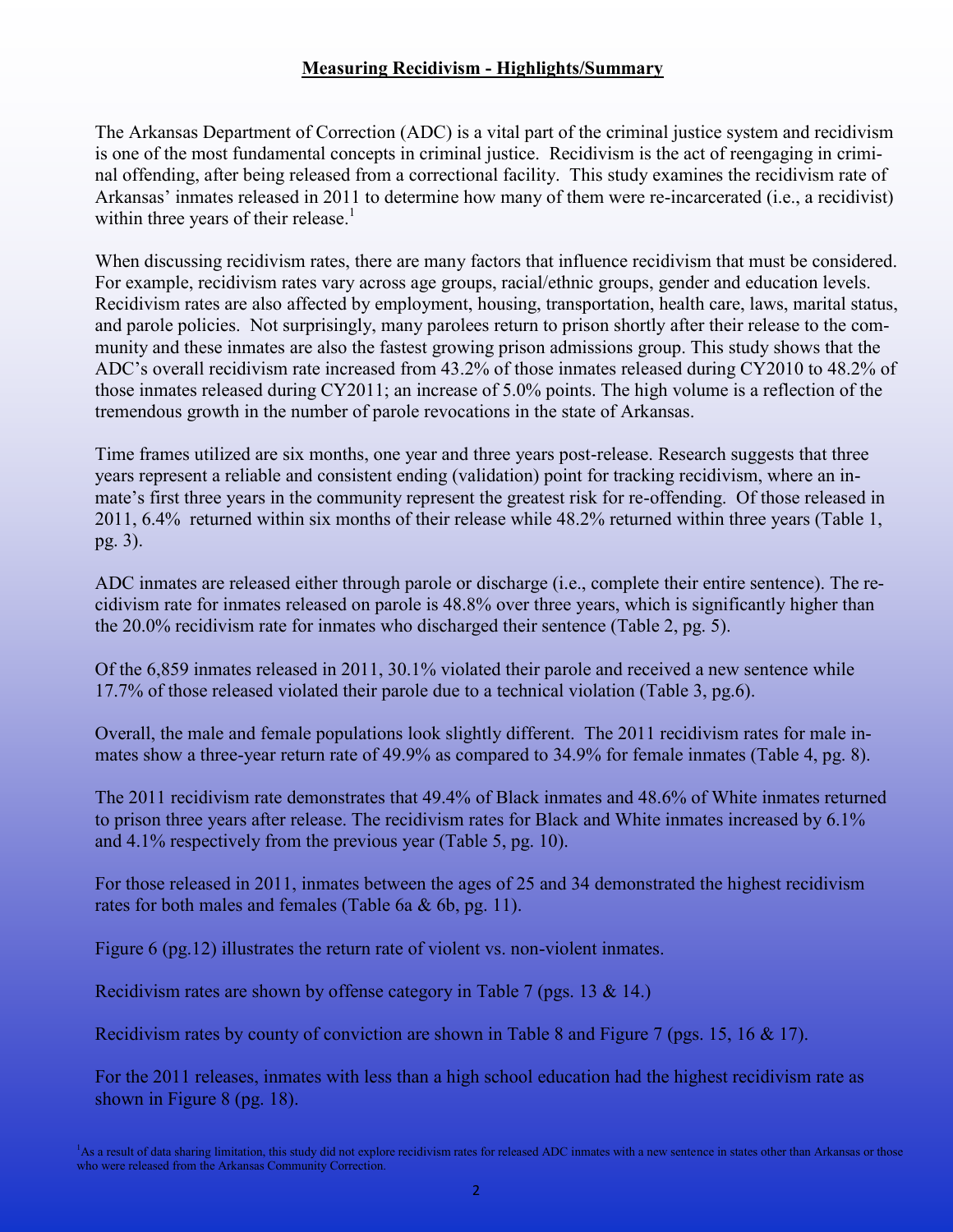## Measuring Recidivism - Highlights/Summary

The Arkansas Department of Correction (ADC) is a vital part of the criminal justice system and recidivism is one of the most fundamental concepts in criminal justice. Recidivism is the act of reengaging in criminal offending, after being released from a correctional facility. This study examines the recidivism rate of Arkansas' inmates released in 2011 to determine how many of them were re-incarcerated (i.e., a recidivist) within three years of their release.[1]

When discussing recidivism rates, there are many factors that influence recidivism that must be considered. For example, recidivism rates vary across age groups, racial/ethnic groups, gender and education levels. Recidivism rates are also affected by employment, housing, transportation, health care, laws, marital status, and parole policies. Not surprisingly, many parolees return to prison shortly after their release to the community and these inmates are also the fastest growing prison admissions group. This study shows that the ADC's overall recidivism rate increased from 43.2% of those inmates released during CY2010 to 48.2% of those inmates released during CY2011; an increase of 5.0% points. The high volume is a reflection of the tremendous growth in the number of parole revocations in the state of Arkansas.

Time frames utilized are six months, one year and three years post-release. Research suggests that three years represent a reliable and consistent ending (validation) point for tracking recidivism, where an inmate's first three years in the community represent the greatest risk for re-offending. Of those released in 2011, 6.4% returned within six months of their release while 48.2% returned within three years (Table 1, pg. 3).

ADC inmates are released either through parole or discharge (i.e., complete their entire sentence). The recidivism rate for inmates released on parole is 48.8% over three years, which is significantly higher than the 20.0% recidivism rate for inmates who discharged their sentence (Table 2, pg. 5).

Of the 6,859 inmates released in 2011, 30.1% violated their parole and received a new sentence while 17.7% of those released violated their parole due to a technical violation (Table 3, pg.6).

Overall, the male and female populations look slightly different. The 2011 recidivism rates for male inmates show a three-year return rate of 49.9% as compared to 34.9% for female inmates (Table 4, pg. 8).

The 2011 recidivism rate demonstrates that 49.4% of Black inmates and 48.6% of White inmates returned to prison three years after release. The recidivism rates for Black and White inmates increased by 6.1% and 4.1% respectively from the previous year (Table 5, pg. 10).

For those released in 2011, inmates between the ages of 25 and 34 demonstrated the highest recidivism rates for both males and females (Table 6a & 6b, pg. 11).

Figure 6 (pg.12) illustrates the return rate of violent vs. non-violent inmates.

Recidivism rates are shown by offense category in Table 7 (pgs. 13 & 14.)

Recidivism rates by county of conviction are shown in Table 8 and Figure 7 (pgs. 15, 16 & 17).

For the 2011 releases, inmates with less than a high school education had the highest recidivism rate as shown in Figure 8 (pg. 18).

[1] As a result of data sharing limitation, this study did not explore recidivism rates for released ADC inmates with a new sentence in states other than Arkansas or those who were released from the Arkansas Community Correction.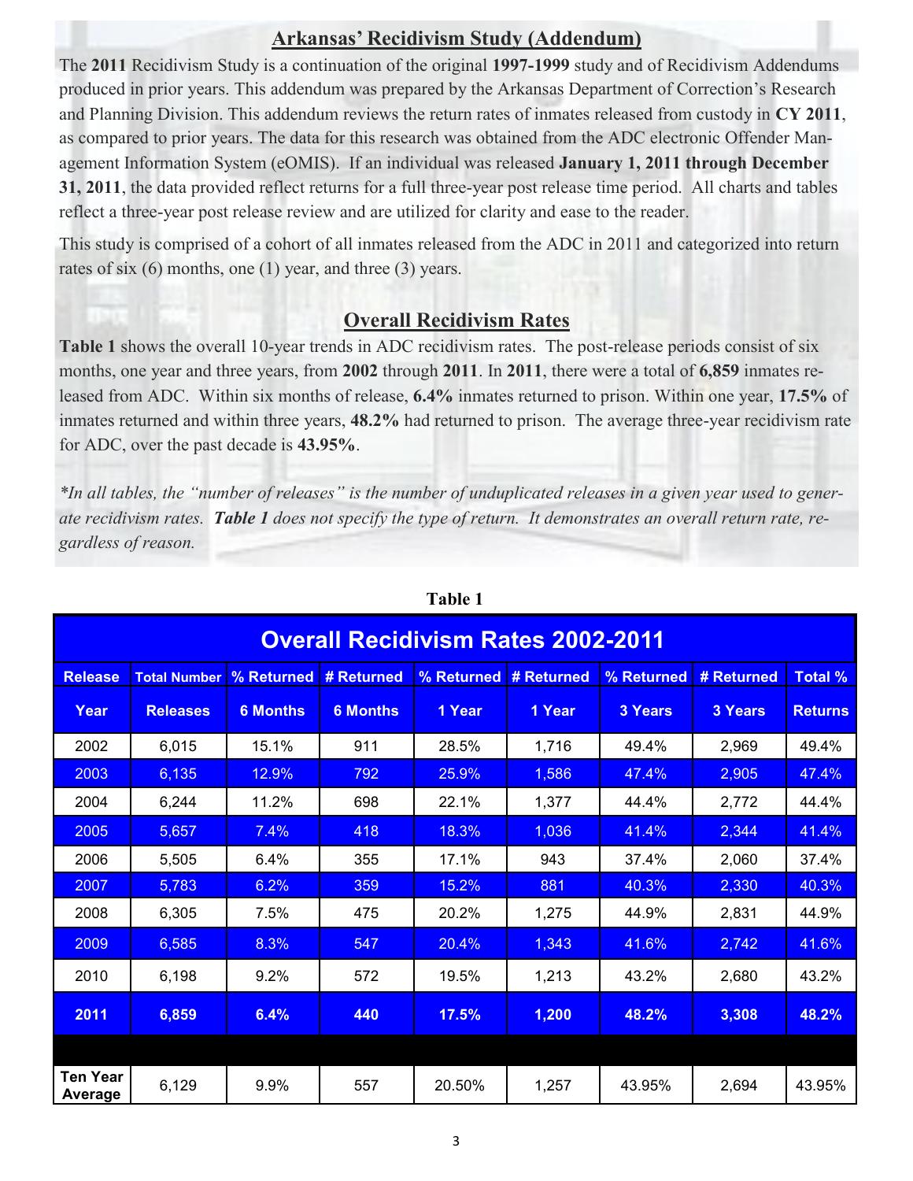## Arkansas' Recidivism Study (Addendum)

The **2011** Recidivism Study is a continuation of the original **1997-1999** study and of Recidivism Addendums produced in prior years. This addendum was prepared by the Arkansas Department of Correction's Research and Planning Division. This addendum reviews the return rates of inmates released from custody in **CY 2011**, as compared to prior years. The data for this research was obtained from the ADC electronic Offender Management Information System (eOMIS). If an individual was released **January 1, 2011 through December 31, 2011**, the data provided reflect returns for a full three-year post release time period. All charts and tables reflect a three-year post release review and are utilized for clarity and ease to the reader.

This study is comprised of a cohort of all inmates released from the ADC in 2011 and categorized into return rates of six (6) months, one (1) year, and three (3) years.

## Overall Recidivism Rates

**Table 1** shows the overall 10-year trends in ADC recidivism rates. The post-release periods consist of six months, one year and three years, from **2002** through **2011**. In **2011**, there were a total of **6,859** inmates released from ADC. Within six months of release, **6.4%** inmates returned to prison. Within one year, **17.5%** of inmates returned and within three years, **48.2%** had returned to prison. The average three-year recidivism rate for ADC, over the past decade is **43.95%**.

*\*In all tables, the "number of releases" is the number of unduplicated releases in a given year used to generate recidivism rates. **Table 1** does not specify the type of return. It demonstrates an overall return rate, regardless of reason.*

**Table 1**

**Overall Recidivism Rates 2002-2011**

| Release Year | Total Number Releases | % Returned 6 Months | # Returned 6 Months | % Returned 1 Year | # Returned 1 Year | % Returned 3 Years | # Returned 3 Years | Total % Returns |
|---|---|---|---|---|---|---|---|---|
| 2002 | 6,015 | 15.1% | 911 | 28.5% | 1,716 | 49.4% | 2,969 | 49.4% |
| 2003 | 6,135 | 12.9% | 792 | 25.9% | 1,586 | 47.4% | 2,905 | 47.4% |
| 2004 | 6,244 | 11.2% | 698 | 22.1% | 1,377 | 44.4% | 2,772 | 44.4% |
| 2005 | 5,657 | 7.4% | 418 | 18.3% | 1,036 | 41.4% | 2,344 | 41.4% |
| 2006 | 5,505 | 6.4% | 355 | 17.1% | 943 | 37.4% | 2,060 | 37.4% |
| 2007 | 5,783 | 6.2% | 359 | 15.2% | 881 | 40.3% | 2,330 | 40.3% |
| 2008 | 6,305 | 7.5% | 475 | 20.2% | 1,275 | 44.9% | 2,831 | 44.9% |
| 2009 | 6,585 | 8.3% | 547 | 20.4% | 1,343 | 41.6% | 2,742 | 41.6% |
| 2010 | 6,198 | 9.2% | 572 | 19.5% | 1,213 | 43.2% | 2,680 | 43.2% |
| **2011** | **6,859** | **6.4%** | **440** | **17.5%** | **1,200** | **48.2%** | **3,308** | **48.2%** |
| **Ten Year Average** | 6,129 | 9.9% | 557 | 20.50% | 1,257 | 43.95% | 2,694 | 43.95% |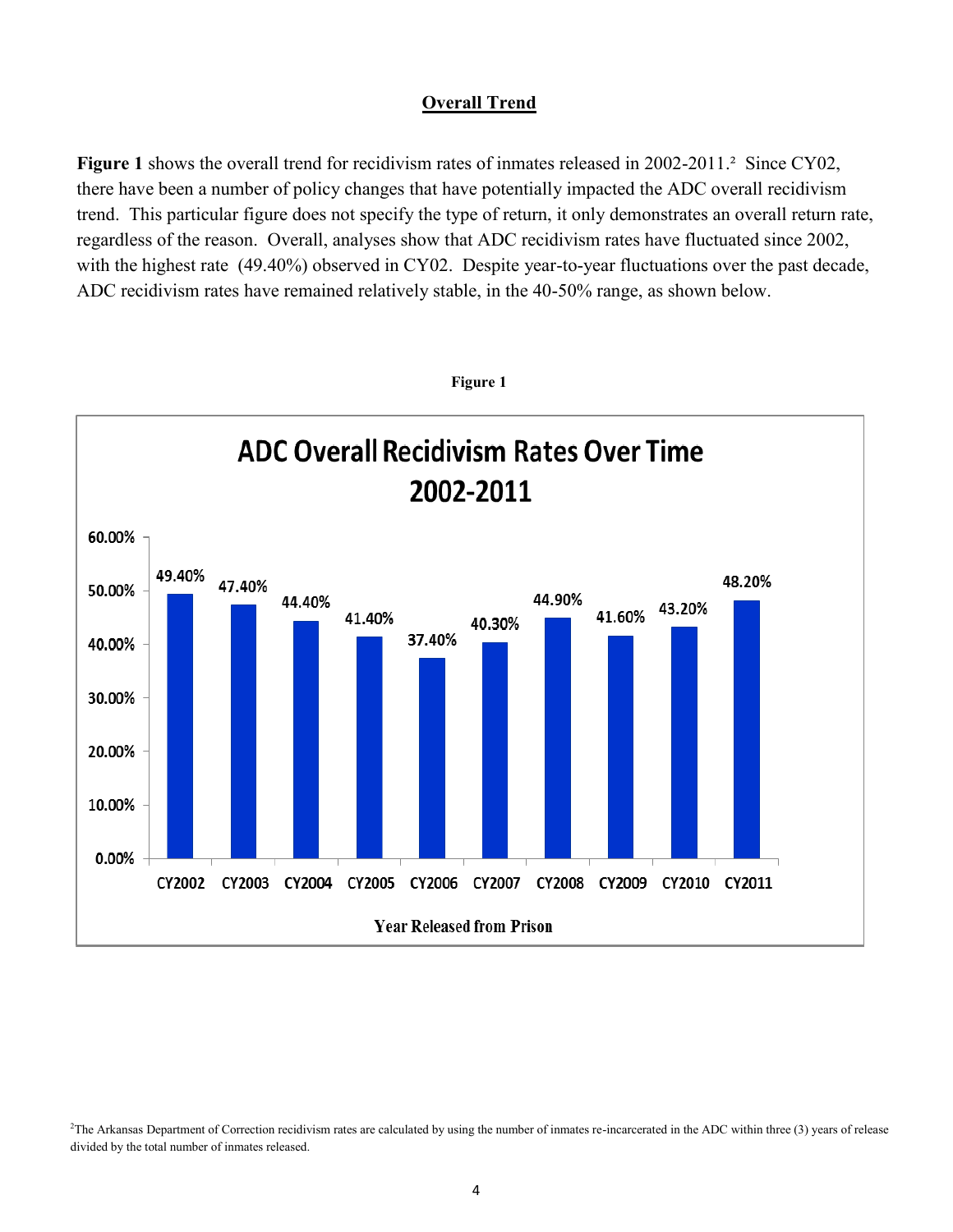## Overall Trend

**Figure 1** shows the overall trend for recidivism rates of inmates released in 2002-2011.[2] Since CY02, there have been a number of policy changes that have potentially impacted the ADC overall recidivism trend. This particular figure does not specify the type of return, it only demonstrates an overall return rate, regardless of the reason. Overall, analyses show that ADC recidivism rates have fluctuated since 2002, with the highest rate (49.40%) observed in CY02. Despite year-to-year fluctuations over the past decade, ADC recidivism rates have remained relatively stable, in the 40-50% range, as shown below.

**Figure 1**

**ADC Overall Recidivism Rates Over Time 2002-2011**

| Year Released from Prison | Recidivism Rate |
|---|---|
| CY2002 | 49.40% |
| CY2003 | 47.40% |
| CY2004 | 44.40% |
| CY2005 | 41.40% |
| CY2006 | 37.40% |
| CY2007 | 40.30% |
| CY2008 | 44.90% |
| CY2009 | 41.60% |
| CY2010 | 43.20% |
| CY2011 | 48.20% |

[2]The Arkansas Department of Correction recidivism rates are calculated by using the number of inmates re-incarcerated in the ADC within three (3) years of release divided by the total number of inmates released.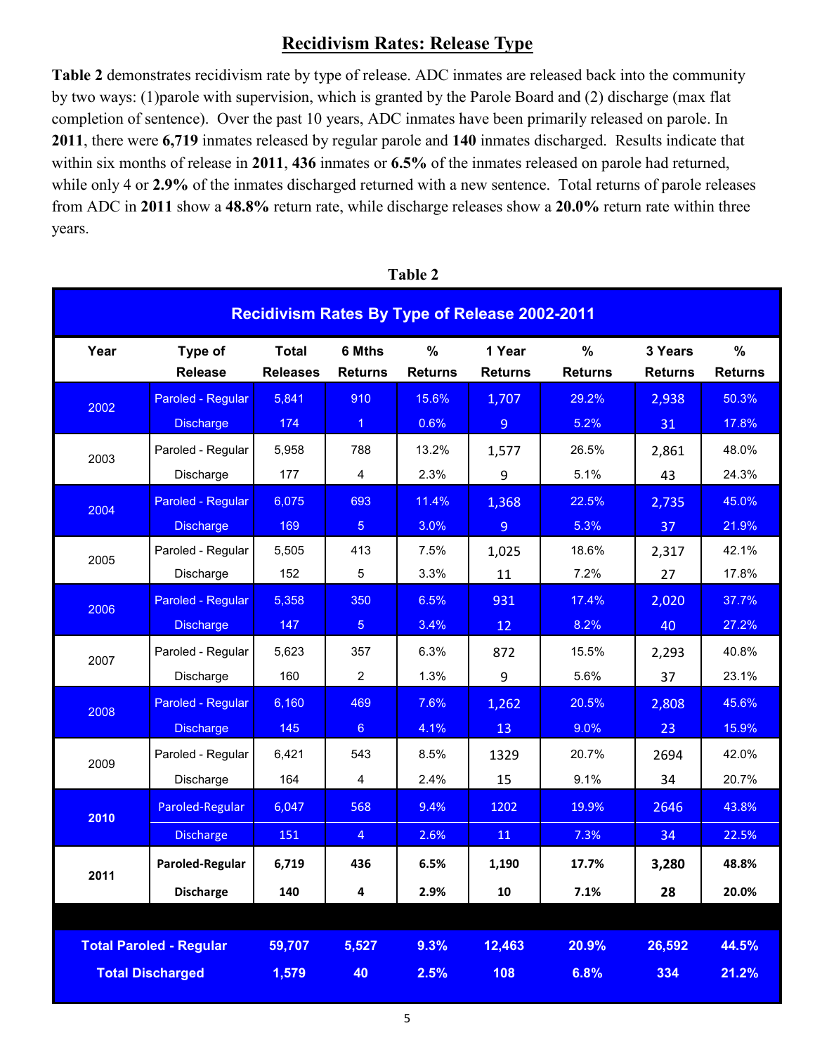# Recidivism Rates: Release Type

**Table 2** demonstrates recidivism rate by type of release. ADC inmates are released back into the community by two ways: (1)parole with supervision, which is granted by the Parole Board and (2) discharge (max flat completion of sentence). Over the past 10 years, ADC inmates have been primarily released on parole. In **2011**, there were **6,719** inmates released by regular parole and **140** inmates discharged. Results indicate that within six months of release in **2011**, **436** inmates or **6.5%** of the inmates released on parole had returned, while only 4 or **2.9%** of the inmates discharged returned with a new sentence. Total returns of parole releases from ADC in **2011** show a **48.8%** return rate, while discharge releases show a **20.0%** return rate within three years.

**Table 2**

**Recidivism Rates By Type of Release 2002-2011**

| Year | Type of Release | Total Releases | 6 Mths Returns | % Returns | 1 Year Returns | % Returns | 3 Years Returns | % Returns |
|---|---|---|---|---|---|---|---|---|
| 2002 | Paroled - Regular | 5,841 | 910 | 15.6% | 1,707 | 29.2% | 2,938 | 50.3% |
| | Discharge | 174 | 1 | 0.6% | 9 | 5.2% | 31 | 17.8% |
| 2003 | Paroled - Regular | 5,958 | 788 | 13.2% | 1,577 | 26.5% | 2,861 | 48.0% |
| | Discharge | 177 | 4 | 2.3% | 9 | 5.1% | 43 | 24.3% |
| 2004 | Paroled - Regular | 6,075 | 693 | 11.4% | 1,368 | 22.5% | 2,735 | 45.0% |
| | Discharge | 169 | 5 | 3.0% | 9 | 5.3% | 37 | 21.9% |
| 2005 | Paroled - Regular | 5,505 | 413 | 7.5% | 1,025 | 18.6% | 2,317 | 42.1% |
| | Discharge | 152 | 5 | 3.3% | 11 | 7.2% | 27 | 17.8% |
| 2006 | Paroled - Regular | 5,358 | 350 | 6.5% | 931 | 17.4% | 2,020 | 37.7% |
| | Discharge | 147 | 5 | 3.4% | 12 | 8.2% | 40 | 27.2% |
| 2007 | Paroled - Regular | 5,623 | 357 | 6.3% | 872 | 15.5% | 2,293 | 40.8% |
| | Discharge | 160 | 2 | 1.3% | 9 | 5.6% | 37 | 23.1% |
| 2008 | Paroled - Regular | 6,160 | 469 | 7.6% | 1,262 | 20.5% | 2,808 | 45.6% |
| | Discharge | 145 | 6 | 4.1% | 13 | 9.0% | 23 | 15.9% |
| 2009 | Paroled - Regular | 6,421 | 543 | 8.5% | 1329 | 20.7% | 2694 | 42.0% |
| | Discharge | 164 | 4 | 2.4% | 15 | 9.1% | 34 | 20.7% |
| **2010** | Paroled-Regular | 6,047 | 568 | 9.4% | 1202 | 19.9% | 2646 | 43.8% |
| | Discharge | 151 | 4 | 2.6% | 11 | 7.3% | 34 | 22.5% |
| **2011** | **Paroled-Regular** | **6,719** | **436** | **6.5%** | **1,190** | **17.7%** | **3,280** | **48.8%** |
| | **Discharge** | **140** | **4** | **2.9%** | **10** | **7.1%** | **28** | **20.0%** |
| **Total Paroled - Regular** | | **59,707** | **5,527** | **9.3%** | **12,463** | **20.9%** | **26,592** | **44.5%** |
| **Total Discharged** | | **1,579** | **40** | **2.5%** | **108** | **6.8%** | **334** | **21.2%** |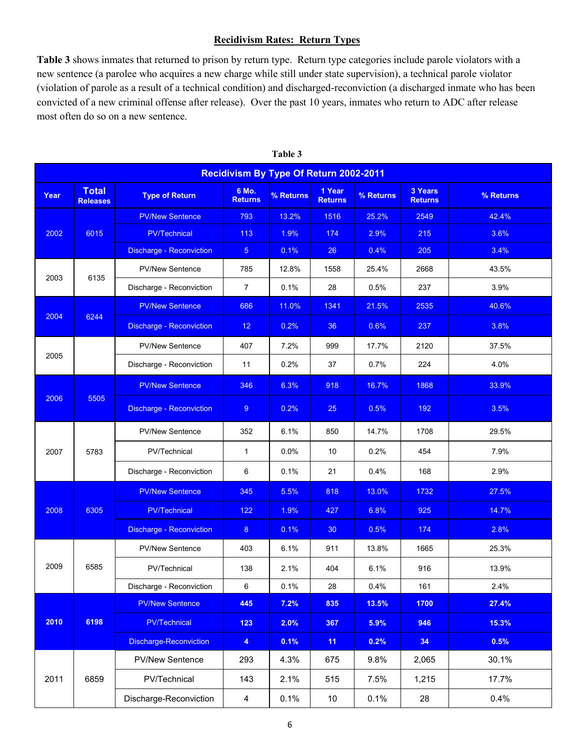## Recidivism Rates: Return Types

**Table 3** shows inmates that returned to prison by return type. Return type categories include parole violators with a new sentence (a parolee who acquires a new charge while still under state supervision), a technical parole violator (violation of parole as a result of a technical condition) and discharged-reconviction (a discharged inmate who has been convicted of a new criminal offense after release). Over the past 10 years, inmates who return to ADC after release most often do so on a new sentence.

**Table 3**

| Recidivism By Type Of Return 2002-2011 | | | | | | | | |
|---|---|---|---|---|---|---|---|---|
| Year | Total Releases | Type of Return | 6 Mo. Returns | % Returns | 1 Year Returns | % Returns | 3 Years Returns | % Returns |
| 2002 | 6015 | PV/New Sentence | 793 | 13.2% | 1516 | 25.2% | 2549 | 42.4% |
| | | PV/Technical | 113 | 1.9% | 174 | 2.9% | 215 | 3.6% |
| | | Discharge - Reconviction | 5 | 0.1% | 26 | 0.4% | 205 | 3.4% |
| 2003 | 6135 | PV/New Sentence | 785 | 12.8% | 1558 | 25.4% | 2668 | 43.5% |
| | | Discharge - Reconviction | 7 | 0.1% | 28 | 0.5% | 237 | 3.9% |
| 2004 | 6244 | PV/New Sentence | 686 | 11.0% | 1341 | 21.5% | 2535 | 40.6% |
| | | Discharge - Reconviction | 12 | 0.2% | 36 | 0.6% | 237 | 3.8% |
| 2005 | | PV/New Sentence | 407 | 7.2% | 999 | 17.7% | 2120 | 37.5% |
| | | Discharge - Reconviction | 11 | 0.2% | 37 | 0.7% | 224 | 4.0% |
| 2006 | 5505 | PV/New Sentence | 346 | 6.3% | 918 | 16.7% | 1868 | 33.9% |
| | | Discharge - Reconviction | 9 | 0.2% | 25 | 0.5% | 192 | 3.5% |
| 2007 | 5783 | PV/New Sentence | 352 | 6.1% | 850 | 14.7% | 1708 | 29.5% |
| | | PV/Technical | 1 | 0.0% | 10 | 0.2% | 454 | 7.9% |
| | | Discharge - Reconviction | 6 | 0.1% | 21 | 0.4% | 168 | 2.9% |
| 2008 | 6305 | PV/New Sentence | 345 | 5.5% | 818 | 13.0% | 1732 | 27.5% |
| | | PV/Technical | 122 | 1.9% | 427 | 6.8% | 925 | 14.7% |
| | | Discharge - Reconviction | 8 | 0.1% | 30 | 0.5% | 174 | 2.8% |
| 2009 | 6585 | PV/New Sentence | 403 | 6.1% | 911 | 13.8% | 1665 | 25.3% |
| | | PV/Technical | 138 | 2.1% | 404 | 6.1% | 916 | 13.9% |
| | | Discharge - Reconviction | 6 | 0.1% | 28 | 0.4% | 161 | 2.4% |
| **2010** | **6198** | PV/New Sentence | **445** | **7.2%** | **835** | **13.5%** | **1700** | **27.4%** |
| | | PV/Technical | **123** | **2.0%** | **367** | **5.9%** | **946** | **15.3%** |
| | | Discharge-Reconviction | **4** | **0.1%** | **11** | **0.2%** | **34** | **0.5%** |
| 2011 | 6859 | PV/New Sentence | 293 | 4.3% | 675 | 9.8% | 2,065 | 30.1% |
| | | PV/Technical | 143 | 2.1% | 515 | 7.5% | 1,215 | 17.7% |
| | | Discharge-Reconviction | 4 | 0.1% | 10 | 0.1% | 28 | 0.4% |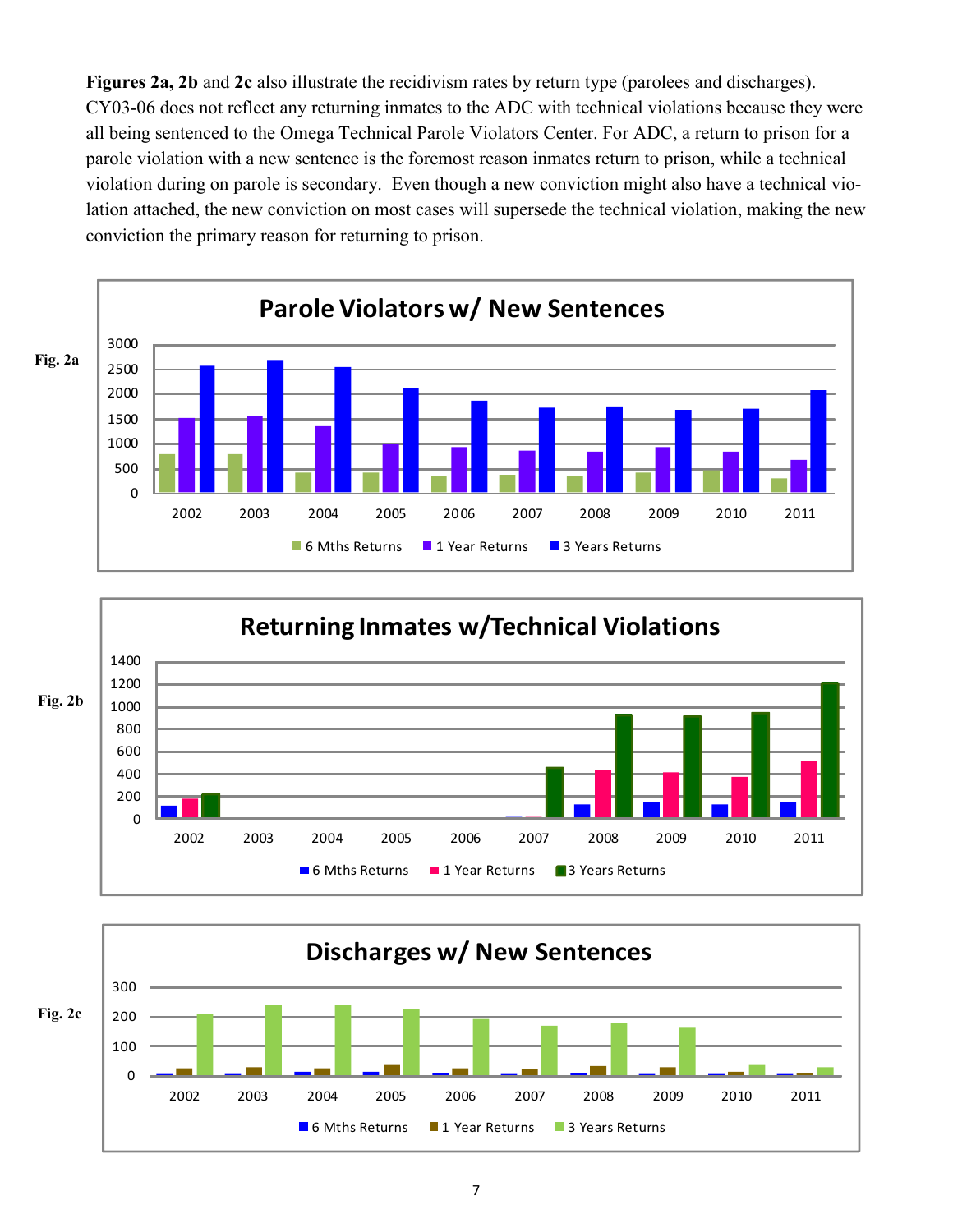**Figures 2a, 2b** and **2c** also illustrate the recidivism rates by return type (parolees and discharges). CY03-06 does not reflect any returning inmates to the ADC with technical violations because they were all being sentenced to the Omega Technical Parole Violators Center. For ADC, a return to prison for a parole violation with a new sentence is the foremost reason inmates return to prison, while a technical violation during on parole is secondary. Even though a new conviction might also have a technical violation attached, the new conviction on most cases will supersede the technical violation, making the new conviction the primary reason for returning to prison.

Fig. 2a

Fig. 2b

Fig. 2c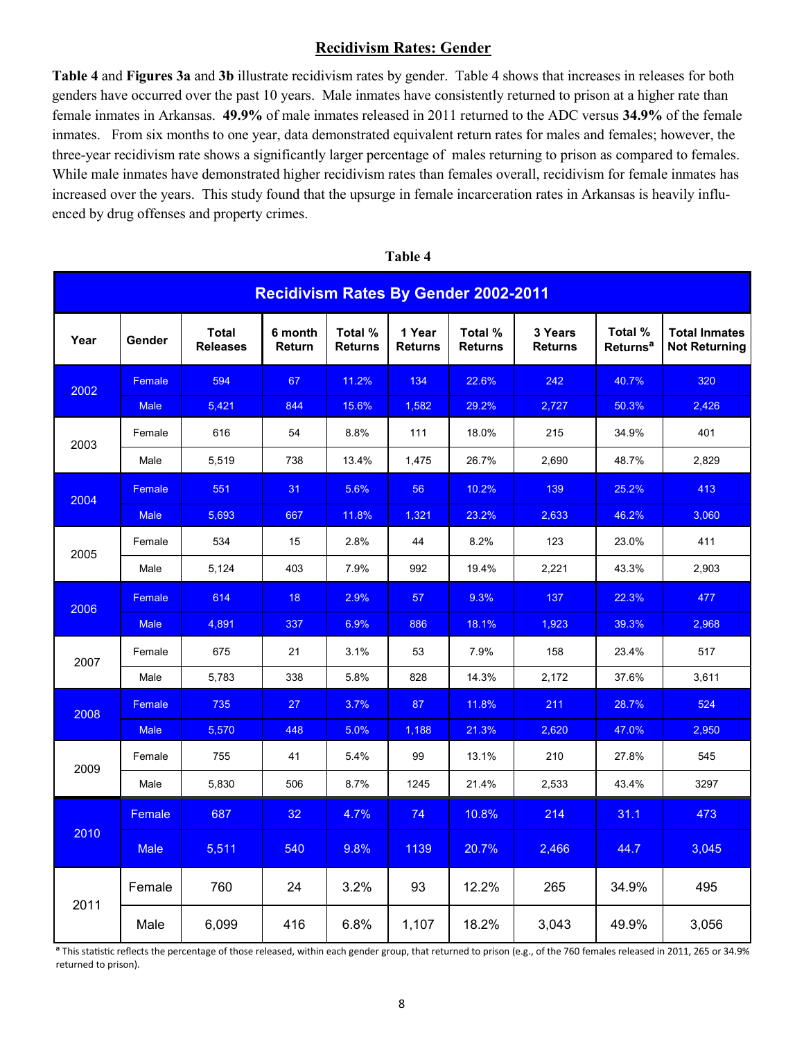## Recidivism Rates: Gender

**Table 4** and **Figures 3a** and **3b** illustrate recidivism rates by gender. Table 4 shows that increases in releases for both genders have occurred over the past 10 years. Male inmates have consistently returned to prison at a higher rate than female inmates in Arkansas. **49.9%** of male inmates released in 2011 returned to the ADC versus **34.9%** of the female inmates. From six months to one year, data demonstrated equivalent return rates for males and females; however, the three-year recidivism rate shows a significantly larger percentage of males returning to prison as compared to females. While male inmates have demonstrated higher recidivism rates than females overall, recidivism for female inmates has increased over the years. This study found that the upsurge in female incarceration rates in Arkansas is heavily influenced by drug offenses and property crimes.

**Table 4**

**Recidivism Rates By Gender 2002-2011**

| Year | Gender | Total Releases | 6 month Return | Total % Returns | 1 Year Returns | Total % Returns | 3 Years Returns | Total % Returns[a] | Total Inmates Not Returning |
|---|---|---|---|---|---|---|---|---|---|
| 2002 | Female | 594 | 67 | 11.2% | 134 | 22.6% | 242 | 40.7% | 320 |
| | Male | 5,421 | 844 | 15.6% | 1,582 | 29.2% | 2,727 | 50.3% | 2,426 |
| 2003 | Female | 616 | 54 | 8.8% | 111 | 18.0% | 215 | 34.9% | 401 |
| | Male | 5,519 | 738 | 13.4% | 1,475 | 26.7% | 2,690 | 48.7% | 2,829 |
| 2004 | Female | 551 | 31 | 5.6% | 56 | 10.2% | 139 | 25.2% | 413 |
| | Male | 5,693 | 667 | 11.8% | 1,321 | 23.2% | 2,633 | 46.2% | 3,060 |
| 2005 | Female | 534 | 15 | 2.8% | 44 | 8.2% | 123 | 23.0% | 411 |
| | Male | 5,124 | 403 | 7.9% | 992 | 19.4% | 2,221 | 43.3% | 2,903 |
| 2006 | Female | 614 | 18 | 2.9% | 57 | 9.3% | 137 | 22.3% | 477 |
| | Male | 4,891 | 337 | 6.9% | 886 | 18.1% | 1,923 | 39.3% | 2,968 |
| 2007 | Female | 675 | 21 | 3.1% | 53 | 7.9% | 158 | 23.4% | 517 |
| | Male | 5,783 | 338 | 5.8% | 828 | 14.3% | 2,172 | 37.6% | 3,611 |
| 2008 | Female | 735 | 27 | 3.7% | 87 | 11.8% | 211 | 28.7% | 524 |
| | Male | 5,570 | 448 | 5.0% | 1,188 | 21.3% | 2,620 | 47.0% | 2,950 |
| 2009 | Female | 755 | 41 | 5.4% | 99 | 13.1% | 210 | 27.8% | 545 |
| | Male | 5,830 | 506 | 8.7% | 1245 | 21.4% | 2,533 | 43.4% | 3297 |
| 2010 | Female | 687 | 32 | 4.7% | 74 | 10.8% | 214 | 31.1 | 473 |
| | Male | 5,511 | 540 | 9.8% | 1139 | 20.7% | 2,466 | 44.7 | 3,045 |
| 2011 | Female | 760 | 24 | 3.2% | 93 | 12.2% | 265 | 34.9% | 495 |
| | Male | 6,099 | 416 | 6.8% | 1,107 | 18.2% | 3,043 | 49.9% | 3,056 |

[a] This statistic reflects the percentage of those released, within each gender group, that returned to prison (e.g., of the 760 females released in 2011, 265 or 34.9% returned to prison).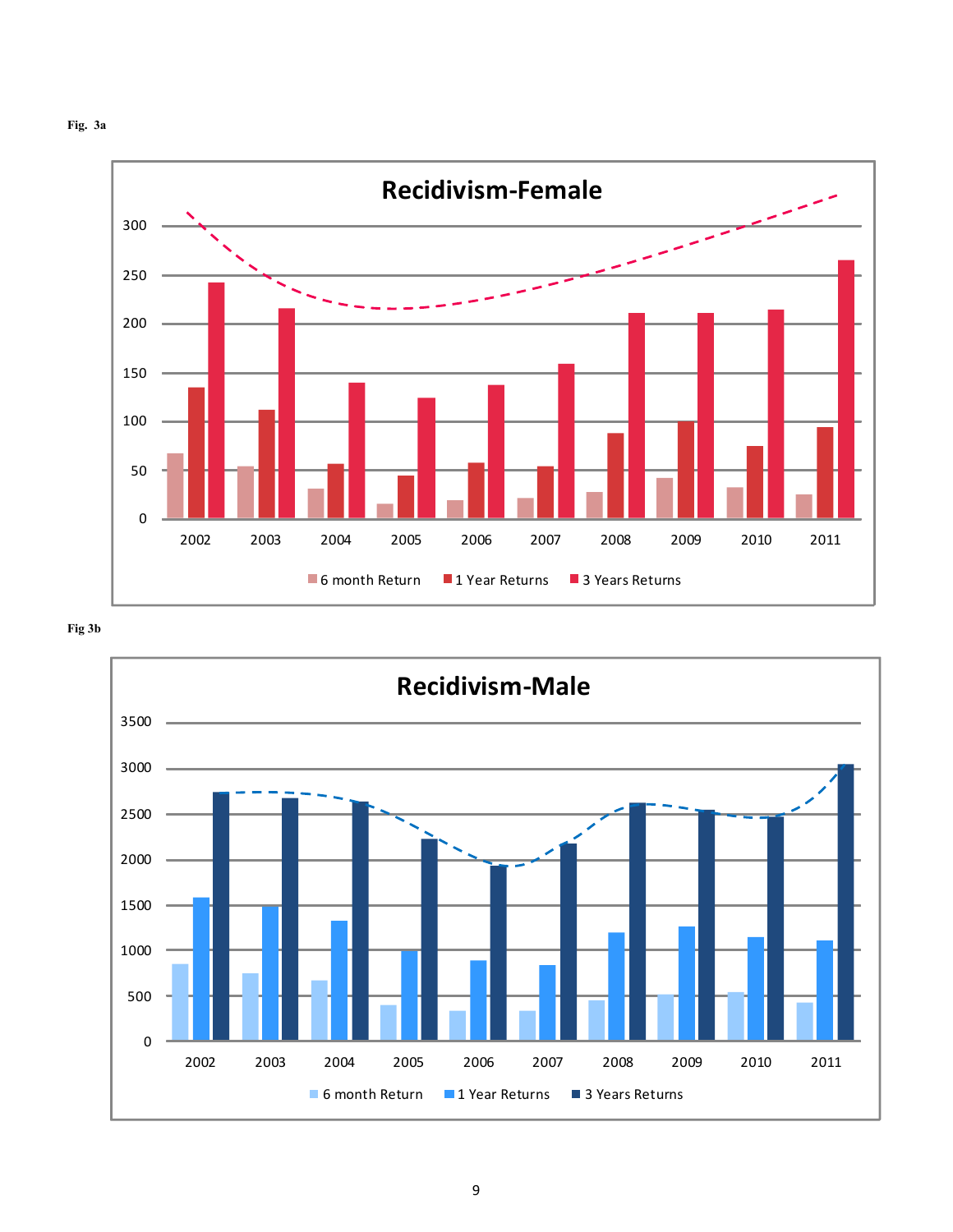Fig. 3a

**Recidivism-Female**

6 month Return | 1 Year Returns | 3 Years Returns

2002, 2003, 2004, 2005, 2006, 2007, 2008, 2009, 2010, 2011

Fig 3b

**Recidivism-Male**

6 month Return | 1 Year Returns | 3 Years Returns

2002, 2003, 2004, 2005, 2006, 2007, 2008, 2009, 2010, 2011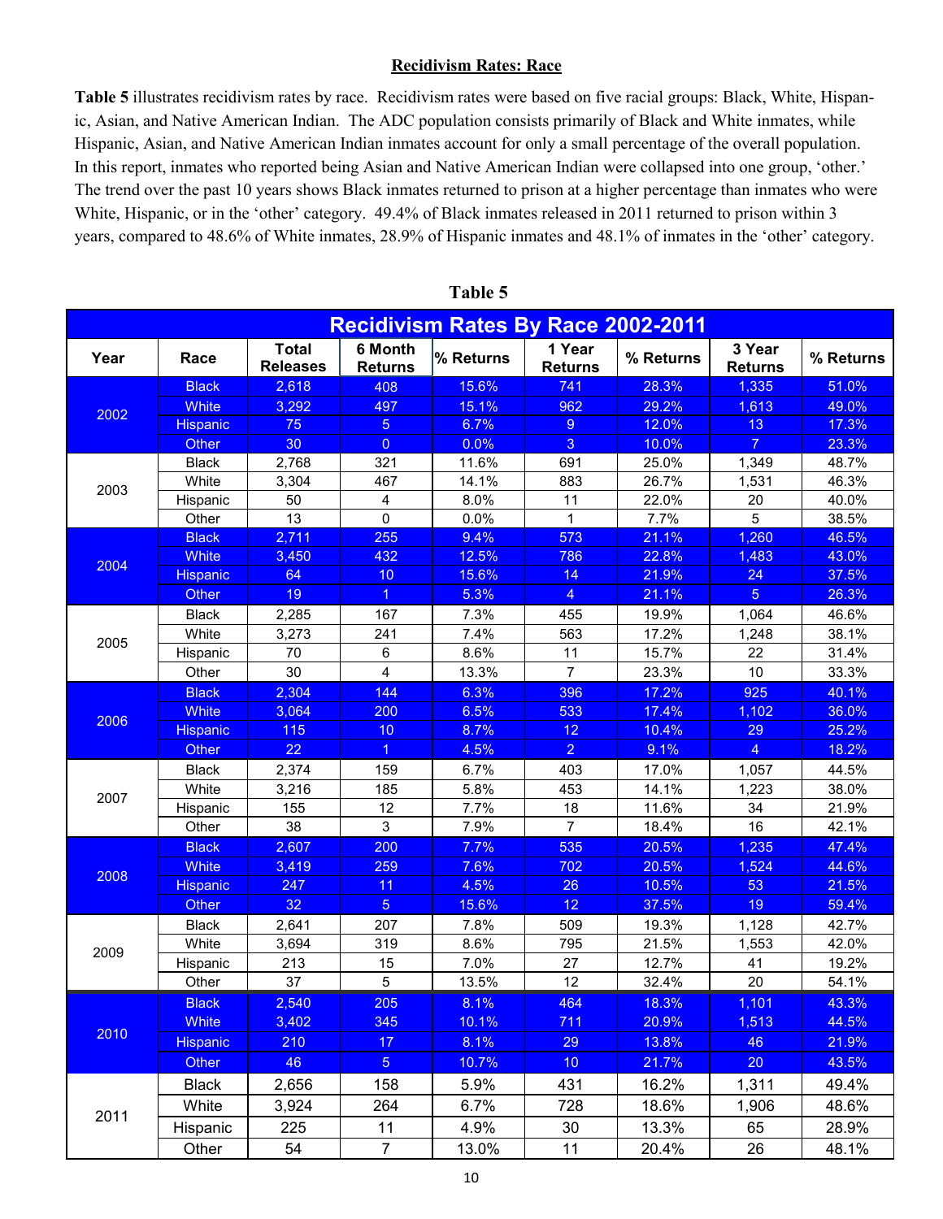## Recidivism Rates: Race

**Table 5** illustrates recidivism rates by race. Recidivism rates were based on five racial groups: Black, White, Hispanic, Asian, and Native American Indian. The ADC population consists primarily of Black and White inmates, while Hispanic, Asian, and Native American Indian inmates account for only a small percentage of the overall population. In this report, inmates who reported being Asian and Native American Indian were collapsed into one group, 'other.' The trend over the past 10 years shows Black inmates returned to prison at a higher percentage than inmates who were White, Hispanic, or in the 'other' category. 49.4% of Black inmates released in 2011 returned to prison within 3 years, compared to 48.6% of White inmates, 28.9% of Hispanic inmates and 48.1% of inmates in the 'other' category.

**Table 5**

**Recidivism Rates By Race 2002-2011**

| Year | Race | Total Releases | 6 Month Returns | % Returns | 1 Year Returns | % Returns | 3 Year Returns | % Returns |
|---|---|---|---|---|---|---|---|---|
| 2002 | Black | 2,618 | 408 | 15.6% | 741 | 28.3% | 1,335 | 51.0% |
| | White | 3,292 | 497 | 15.1% | 962 | 29.2% | 1,613 | 49.0% |
| | Hispanic | 75 | 5 | 6.7% | 9 | 12.0% | 13 | 17.3% |
| | Other | 30 | 0 | 0.0% | 3 | 10.0% | 7 | 23.3% |
| 2003 | Black | 2,768 | 321 | 11.6% | 691 | 25.0% | 1,349 | 48.7% |
| | White | 3,304 | 467 | 14.1% | 883 | 26.7% | 1,531 | 46.3% |
| | Hispanic | 50 | 4 | 8.0% | 11 | 22.0% | 20 | 40.0% |
| | Other | 13 | 0 | 0.0% | 1 | 7.7% | 5 | 38.5% |
| 2004 | Black | 2,711 | 255 | 9.4% | 573 | 21.1% | 1,260 | 46.5% |
| | White | 3,450 | 432 | 12.5% | 786 | 22.8% | 1,483 | 43.0% |
| | Hispanic | 64 | 10 | 15.6% | 14 | 21.9% | 24 | 37.5% |
| | Other | 19 | 1 | 5.3% | 4 | 21.1% | 5 | 26.3% |
| 2005 | Black | 2,285 | 167 | 7.3% | 455 | 19.9% | 1,064 | 46.6% |
| | White | 3,273 | 241 | 7.4% | 563 | 17.2% | 1,248 | 38.1% |
| | Hispanic | 70 | 6 | 8.6% | 11 | 15.7% | 22 | 31.4% |
| | Other | 30 | 4 | 13.3% | 7 | 23.3% | 10 | 33.3% |
| 2006 | Black | 2,304 | 144 | 6.3% | 396 | 17.2% | 925 | 40.1% |
| | White | 3,064 | 200 | 6.5% | 533 | 17.4% | 1,102 | 36.0% |
| | Hispanic | 115 | 10 | 8.7% | 12 | 10.4% | 29 | 25.2% |
| | Other | 22 | 1 | 4.5% | 2 | 9.1% | 4 | 18.2% |
| 2007 | Black | 2,374 | 159 | 6.7% | 403 | 17.0% | 1,057 | 44.5% |
| | White | 3,216 | 185 | 5.8% | 453 | 14.1% | 1,223 | 38.0% |
| | Hispanic | 155 | 12 | 7.7% | 18 | 11.6% | 34 | 21.9% |
| | Other | 38 | 3 | 7.9% | 7 | 18.4% | 16 | 42.1% |
| 2008 | Black | 2,607 | 200 | 7.7% | 535 | 20.5% | 1,235 | 47.4% |
| | White | 3,419 | 259 | 7.6% | 702 | 20.5% | 1,524 | 44.6% |
| | Hispanic | 247 | 11 | 4.5% | 26 | 10.5% | 53 | 21.5% |
| | Other | 32 | 5 | 15.6% | 12 | 37.5% | 19 | 59.4% |
| 2009 | Black | 2,641 | 207 | 7.8% | 509 | 19.3% | 1,128 | 42.7% |
| | White | 3,694 | 319 | 8.6% | 795 | 21.5% | 1,553 | 42.0% |
| | Hispanic | 213 | 15 | 7.0% | 27 | 12.7% | 41 | 19.2% |
| | Other | 37 | 5 | 13.5% | 12 | 32.4% | 20 | 54.1% |
| 2010 | Black | 2,540 | 205 | 8.1% | 464 | 18.3% | 1,101 | 43.3% |
| | White | 3,402 | 345 | 10.1% | 711 | 20.9% | 1,513 | 44.5% |
| | Hispanic | 210 | 17 | 8.1% | 29 | 13.8% | 46 | 21.9% |
| | Other | 46 | 5 | 10.7% | 10 | 21.7% | 20 | 43.5% |
| 2011 | Black | 2,656 | 158 | 5.9% | 431 | 16.2% | 1,311 | 49.4% |
| | White | 3,924 | 264 | 6.7% | 728 | 18.6% | 1,906 | 48.6% |
| | Hispanic | 225 | 11 | 4.9% | 30 | 13.3% | 65 | 28.9% |
| | Other | 54 | 7 | 13.0% | 11 | 20.4% | 26 | 48.1% |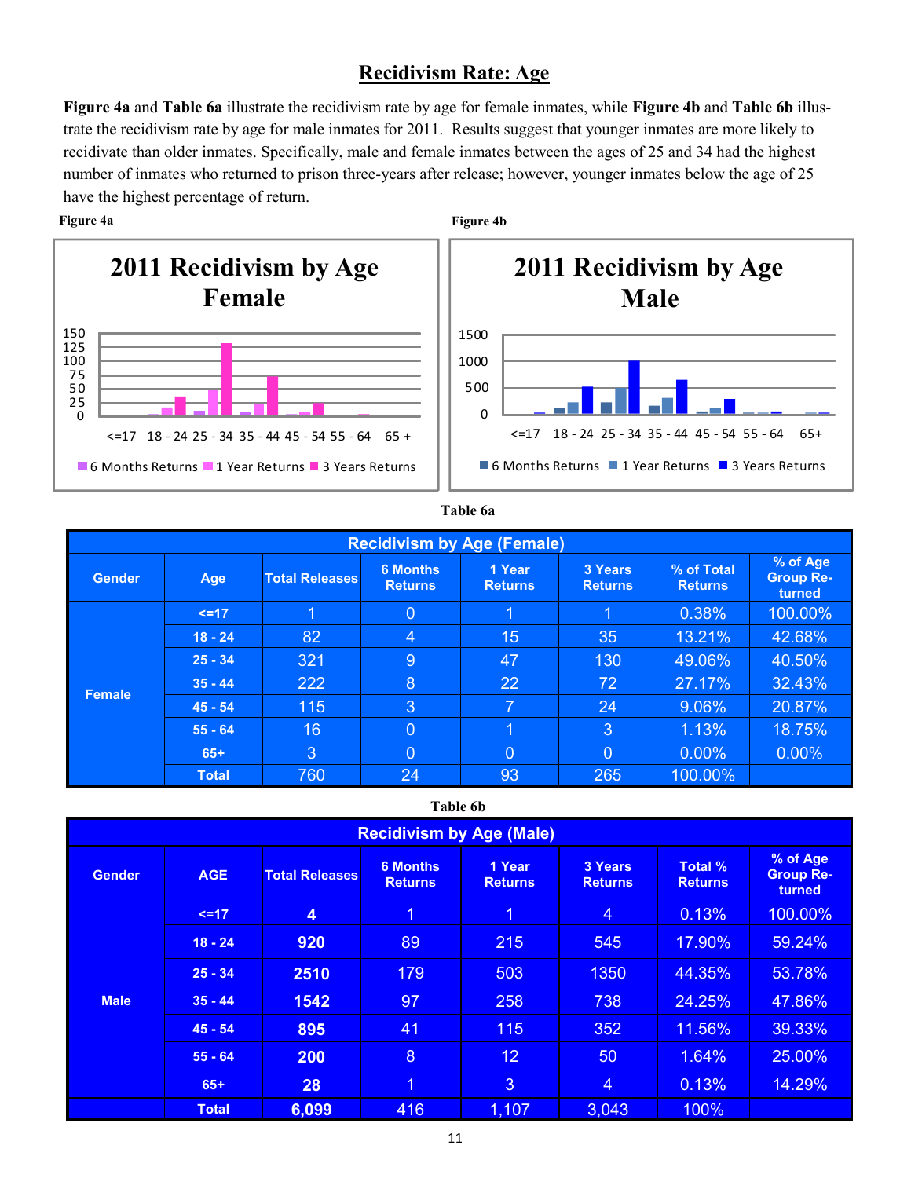# Recidivism Rate: Age

**Figure 4a** and **Table 6a** illustrate the recidivism rate by age for female inmates, while **Figure 4b** and **Table 6b** illustrate the recidivism rate by age for male inmates for 2011. Results suggest that younger inmates are more likely to recidivate than older inmates. Specifically, male and female inmates between the ages of 25 and 34 had the highest number of inmates who returned to prison three-years after release; however, younger inmates below the age of 25 have the highest percentage of return.

**Figure 4a**

2011 Recidivism by Age Female

**Figure 4b**

2011 Recidivism by Age Male

**Table 6a**

| Recidivism by Age (Female) | | | | | | | |
|---|---|---|---|---|---|---|---|
| Gender | Age | Total Releases | 6 Months Returns | 1 Year Returns | 3 Years Returns | % of Total Returns | % of Age Group Returned |
| Female | <=17 | 1 | 0 | 1 | 1 | 0.38% | 100.00% |
| | 18 - 24 | 82 | 4 | 15 | 35 | 13.21% | 42.68% |
| | 25 - 34 | 321 | 9 | 47 | 130 | 49.06% | 40.50% |
| | 35 - 44 | 222 | 8 | 22 | 72 | 27.17% | 32.43% |
| | 45 - 54 | 115 | 3 | 7 | 24 | 9.06% | 20.87% |
| | 55 - 64 | 16 | 0 | 1 | 3 | 1.13% | 18.75% |
| | 65+ | 3 | 0 | 0 | 0 | 0.00% | 0.00% |
| | Total | 760 | 24 | 93 | 265 | 100.00% | |

**Table 6b**

| Recidivism by Age (Male) | | | | | | | |
|---|---|---|---|---|---|---|---|
| Gender | AGE | Total Releases | 6 Months Returns | 1 Year Returns | 3 Years Returns | Total % Returns | % of Age Group Returned |
| Male | <=17 | 4 | 1 | 1 | 4 | 0.13% | 100.00% |
| | 18 - 24 | 920 | 89 | 215 | 545 | 17.90% | 59.24% |
| | 25 - 34 | 2510 | 179 | 503 | 1350 | 44.35% | 53.78% |
| | 35 - 44 | 1542 | 97 | 258 | 738 | 24.25% | 47.86% |
| | 45 - 54 | 895 | 41 | 115 | 352 | 11.56% | 39.33% |
| | 55 - 64 | 200 | 8 | 12 | 50 | 1.64% | 25.00% |
| | 65+ | 28 | 1 | 3 | 4 | 0.13% | 14.29% |
| | Total | 6,099 | 416 | 1,107 | 3,043 | 100% | |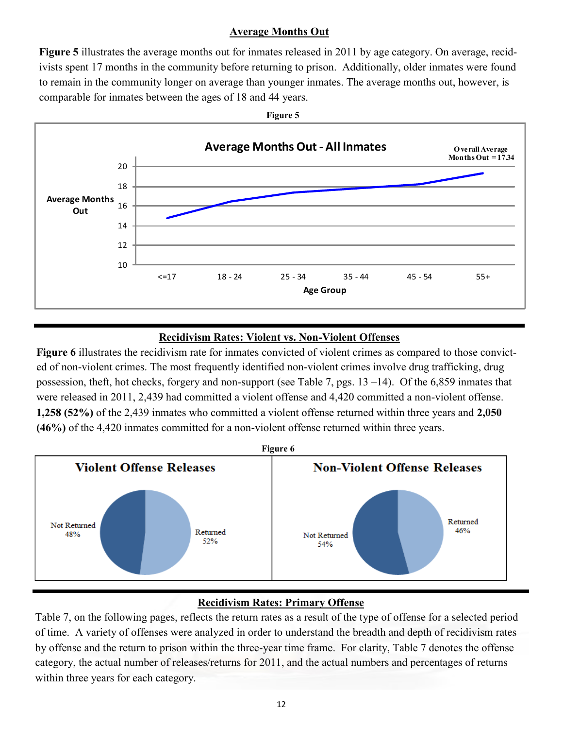## Average Months Out

**Figure 5** illustrates the average months out for inmates released in 2011 by age category. On average, recidivists spent 17 months in the community before returning to prison. Additionally, older inmates were found to remain in the community longer on average than younger inmates. The average months out, however, is comparable for inmates between the ages of 18 and 44 years.

**Figure 5**

## Recidivism Rates: Violent vs. Non-Violent Offenses

**Figure 6** illustrates the recidivism rate for inmates convicted of violent crimes as compared to those convicted of non-violent crimes. The most frequently identified non-violent crimes involve drug trafficking, drug possession, theft, hot checks, forgery and non-support (see Table 7, pgs. 13 –14). Of the 6,859 inmates that were released in 2011, 2,439 had committed a violent offense and 4,420 committed a non-violent offense. **1,258 (52%)** of the 2,439 inmates who committed a violent offense returned within three years and **2,050 (46%)** of the 4,420 inmates committed for a non-violent offense returned within three years.

**Figure 6**

## Recidivism Rates: Primary Offense

Table 7, on the following pages, reflects the return rates as a result of the type of offense for a selected period of time. A variety of offenses were analyzed in order to understand the breadth and depth of recidivism rates by offense and the return to prison within the three-year time frame. For clarity, Table 7 denotes the offense category, the actual number of releases/returns for 2011, and the actual numbers and percentages of returns within three years for each category.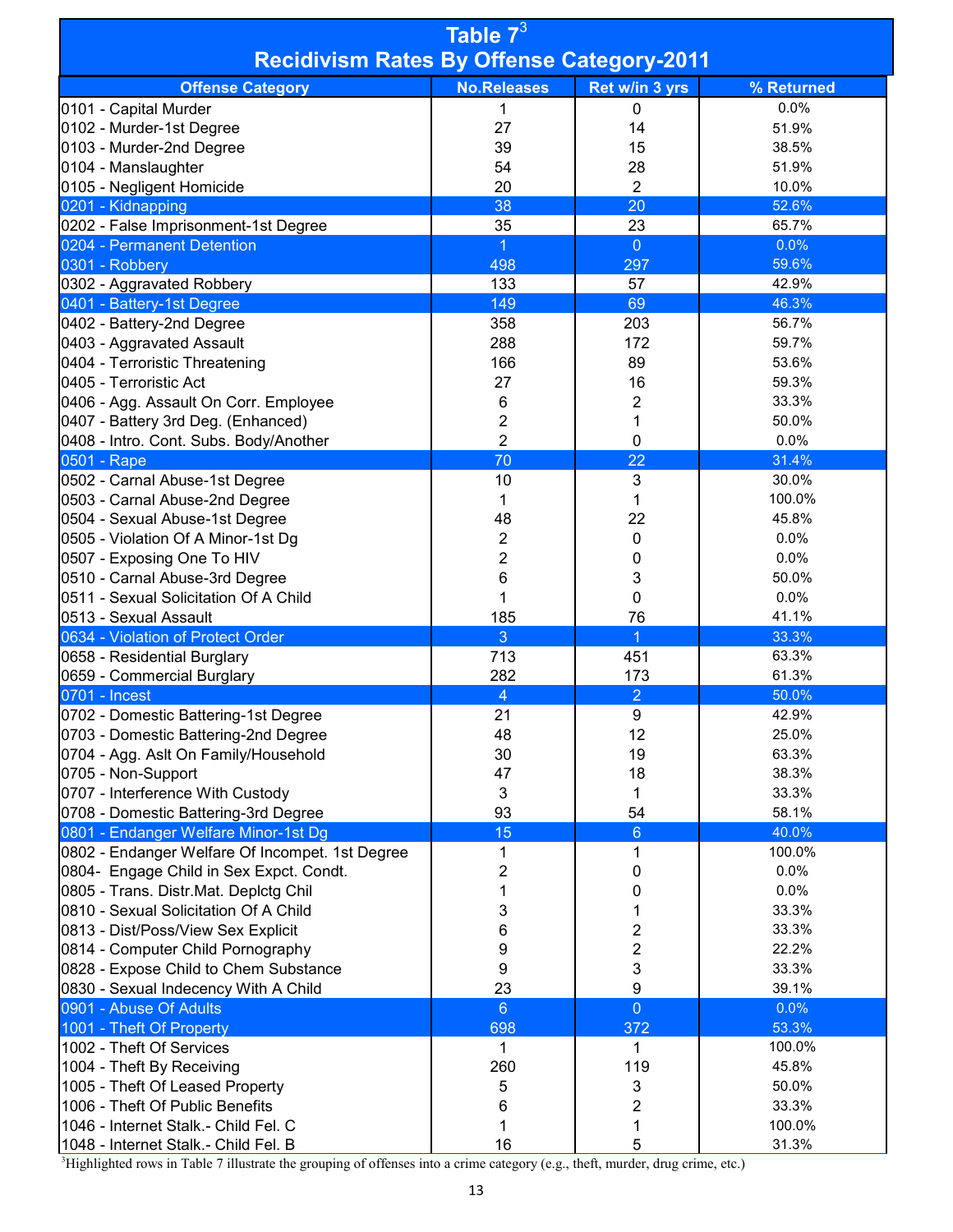## Table 7[3]
## Recidivism Rates By Offense Category-2011

| Offense Category | No.Releases | Ret w/in 3 yrs | % Returned |
|---|---|---|---|
| 0101 - Capital Murder | 1 | 0 | 0.0% |
| 0102 - Murder-1st Degree | 27 | 14 | 51.9% |
| 0103 - Murder-2nd Degree | 39 | 15 | 38.5% |
| 0104 - Manslaughter | 54 | 28 | 51.9% |
| 0105 - Negligent Homicide | 20 | 2 | 10.0% |
| 0201 - Kidnapping | 38 | 20 | 52.6% |
| 0202 - False Imprisonment-1st Degree | 35 | 23 | 65.7% |
| 0204 - Permanent Detention | 1 | 0 | 0.0% |
| 0301 - Robbery | 498 | 297 | 59.6% |
| 0302 - Aggravated Robbery | 133 | 57 | 42.9% |
| 0401 - Battery-1st Degree | 149 | 69 | 46.3% |
| 0402 - Battery-2nd Degree | 358 | 203 | 56.7% |
| 0403 - Aggravated Assault | 288 | 172 | 59.7% |
| 0404 - Terroristic Threatening | 166 | 89 | 53.6% |
| 0405 - Terroristic Act | 27 | 16 | 59.3% |
| 0406 - Agg. Assault On Corr. Employee | 6 | 2 | 33.3% |
| 0407 - Battery 3rd Deg. (Enhanced) | 2 | 1 | 50.0% |
| 0408 - Intro. Cont. Subs. Body/Another | 2 | 0 | 0.0% |
| 0501 - Rape | 70 | 22 | 31.4% |
| 0502 - Carnal Abuse-1st Degree | 10 | 3 | 30.0% |
| 0503 - Carnal Abuse-2nd Degree | 1 | 1 | 100.0% |
| 0504 - Sexual Abuse-1st Degree | 48 | 22 | 45.8% |
| 0505 - Violation Of A Minor-1st Dg | 2 | 0 | 0.0% |
| 0507 - Exposing One To HIV | 2 | 0 | 0.0% |
| 0510 - Carnal Abuse-3rd Degree | 6 | 3 | 50.0% |
| 0511 - Sexual Solicitation Of A Child | 1 | 0 | 0.0% |
| 0513 - Sexual Assault | 185 | 76 | 41.1% |
| 0634 - Violation of Protect Order | 3 | 1 | 33.3% |
| 0658 - Residential Burglary | 713 | 451 | 63.3% |
| 0659 - Commercial Burglary | 282 | 173 | 61.3% |
| 0701 - Incest | 4 | 2 | 50.0% |
| 0702 - Domestic Battering-1st Degree | 21 | 9 | 42.9% |
| 0703 - Domestic Battering-2nd Degree | 48 | 12 | 25.0% |
| 0704 - Agg. Aslt On Family/Household | 30 | 19 | 63.3% |
| 0705 - Non-Support | 47 | 18 | 38.3% |
| 0707 - Interference With Custody | 3 | 1 | 33.3% |
| 0708 - Domestic Battering-3rd Degree | 93 | 54 | 58.1% |
| 0801 - Endanger Welfare Minor-1st Dg | 15 | 6 | 40.0% |
| 0802 - Endanger Welfare Of Incompet. 1st Degree | 1 | 1 | 100.0% |
| 0804- Engage Child in Sex Expct. Condt. | 2 | 0 | 0.0% |
| 0805 - Trans. Distr.Mat. Deplctg Chil | 1 | 0 | 0.0% |
| 0810 - Sexual Solicitation Of A Child | 3 | 1 | 33.3% |
| 0813 - Dist/Poss/View Sex Explicit | 6 | 2 | 33.3% |
| 0814 - Computer Child Pornography | 9 | 2 | 22.2% |
| 0828 - Expose Child to Chem Substance | 9 | 3 | 33.3% |
| 0830 - Sexual Indecency With A Child | 23 | 9 | 39.1% |
| 0901 - Abuse Of Adults | 6 | 0 | 0.0% |
| 1001 - Theft Of Property | 698 | 372 | 53.3% |
| 1002 - Theft Of Services | 1 | 1 | 100.0% |
| 1004 - Theft By Receiving | 260 | 119 | 45.8% |
| 1005 - Theft Of Leased Property | 5 | 3 | 50.0% |
| 1006 - Theft Of Public Benefits | 6 | 2 | 33.3% |
| 1046 - Internet Stalk.- Child Fel. C | 1 | 1 | 100.0% |
| 1048 - Internet Stalk.- Child Fel. B | 16 | 5 | 31.3% |

[3]Highlighted rows in Table 7 illustrate the grouping of offenses into a crime category (e.g., theft, murder, drug crime, etc.)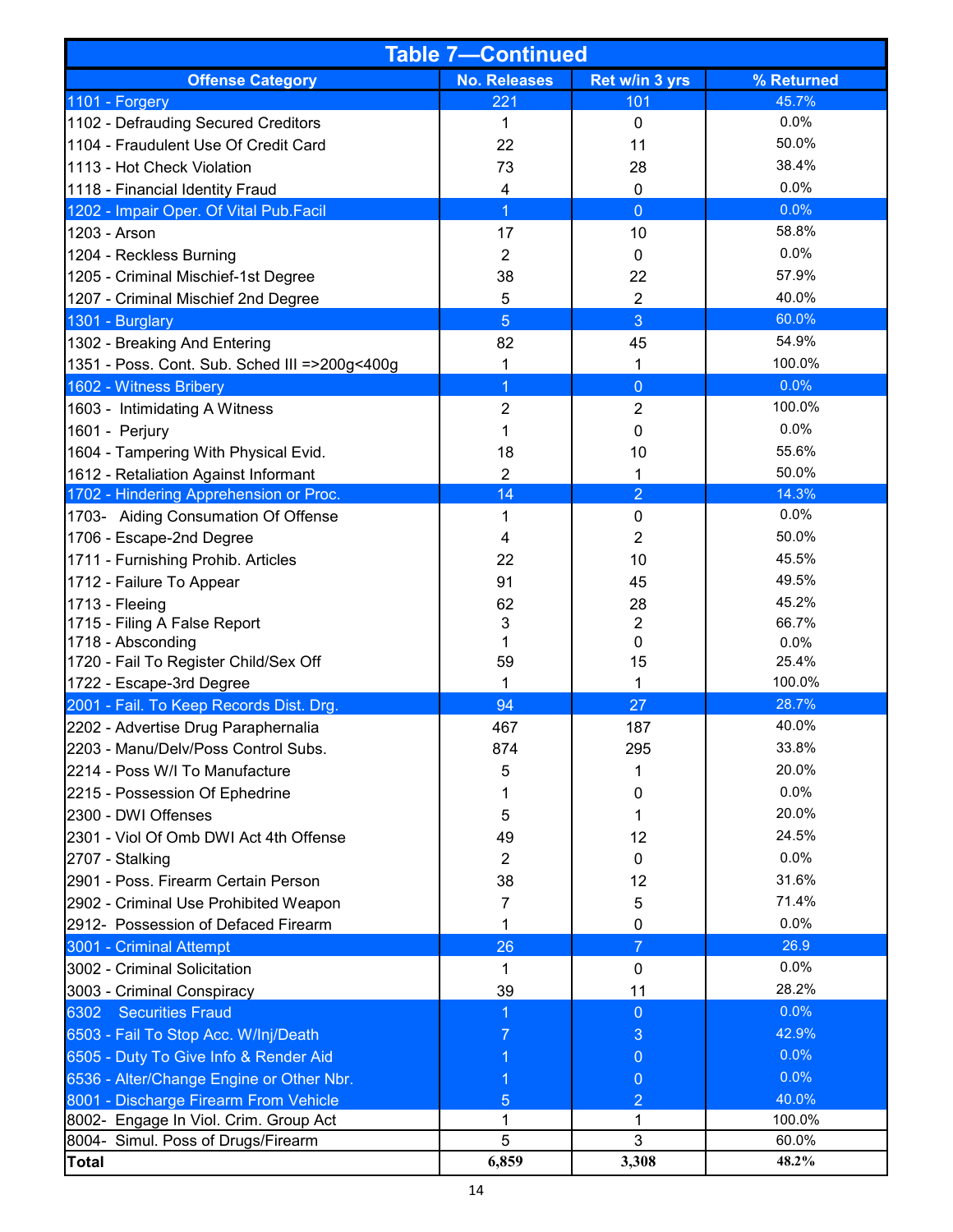| Table 7—Continued | | | |
|---|---|---|---|
| **Offense Category** | **No. Releases** | **Ret w/in 3 yrs** | **% Returned** |
| 1101 - Forgery | 221 | 101 | 45.7% |
| 1102 - Defrauding Secured Creditors | 1 | 0 | 0.0% |
| 1104 - Fraudulent Use Of Credit Card | 22 | 11 | 50.0% |
| 1113 - Hot Check Violation | 73 | 28 | 38.4% |
| 1118 - Financial Identity Fraud | 4 | 0 | 0.0% |
| 1202 - Impair Oper. Of Vital Pub.Facil | 1 | 0 | 0.0% |
| 1203 - Arson | 17 | 10 | 58.8% |
| 1204 - Reckless Burning | 2 | 0 | 0.0% |
| 1205 - Criminal Mischief-1st Degree | 38 | 22 | 57.9% |
| 1207 - Criminal Mischief 2nd Degree | 5 | 2 | 40.0% |
| 1301 - Burglary | 5 | 3 | 60.0% |
| 1302 - Breaking And Entering | 82 | 45 | 54.9% |
| 1351 - Poss. Cont. Sub. Sched III =>200g<400g | 1 | 1 | 100.0% |
| 1602 - Witness Bribery | 1 | 0 | 0.0% |
| 1603 - Intimidating A Witness | 2 | 2 | 100.0% |
| 1601 - Perjury | 1 | 0 | 0.0% |
| 1604 - Tampering With Physical Evid. | 18 | 10 | 55.6% |
| 1612 - Retaliation Against Informant | 2 | 1 | 50.0% |
| 1702 - Hindering Apprehension or Proc. | 14 | 2 | 14.3% |
| 1703- Aiding Consumation Of Offense | 1 | 0 | 0.0% |
| 1706 - Escape-2nd Degree | 4 | 2 | 50.0% |
| 1711 - Furnishing Prohib. Articles | 22 | 10 | 45.5% |
| 1712 - Failure To Appear | 91 | 45 | 49.5% |
| 1713 - Fleeing | 62 | 28 | 45.2% |
| 1715 - Filing A False Report | 3 | 2 | 66.7% |
| 1718 - Absconding | 1 | 0 | 0.0% |
| 1720 - Fail To Register Child/Sex Off | 59 | 15 | 25.4% |
| 1722 - Escape-3rd Degree | 1 | 1 | 100.0% |
| 2001 - Fail. To Keep Records Dist. Drg. | 94 | 27 | 28.7% |
| 2202 - Advertise Drug Paraphernalia | 467 | 187 | 40.0% |
| 2203 - Manu/Delv/Poss Control Subs. | 874 | 295 | 33.8% |
| 2214 - Poss W/I To Manufacture | 5 | 1 | 20.0% |
| 2215 - Possession Of Ephedrine | 1 | 0 | 0.0% |
| 2300 - DWI Offenses | 5 | 1 | 20.0% |
| 2301 - Viol Of Omb DWI Act 4th Offense | 49 | 12 | 24.5% |
| 2707 - Stalking | 2 | 0 | 0.0% |
| 2901 - Poss. Firearm Certain Person | 38 | 12 | 31.6% |
| 2902 - Criminal Use Prohibited Weapon | 7 | 5 | 71.4% |
| 2912- Possession of Defaced Firearm | 1 | 0 | 0.0% |
| 3001 - Criminal Attempt | 26 | 7 | 26.9 |
| 3002 - Criminal Solicitation | 1 | 0 | 0.0% |
| 3003 - Criminal Conspiracy | 39 | 11 | 28.2% |
| 6302 Securities Fraud | 1 | 0 | 0.0% |
| 6503 - Fail To Stop Acc. W/Inj/Death | 7 | 3 | 42.9% |
| 6505 - Duty To Give Info & Render Aid | 1 | 0 | 0.0% |
| 6536 - Alter/Change Engine or Other Nbr. | 1 | 0 | 0.0% |
| 8001 - Discharge Firearm From Vehicle | 5 | 2 | 40.0% |
| 8002- Engage In Viol. Crim. Group Act | 1 | 1 | 100.0% |
| 8004- Simul. Poss of Drugs/Firearm | 5 | 3 | 60.0% |
| **Total** | **6,859** | **3,308** | **48.2%** |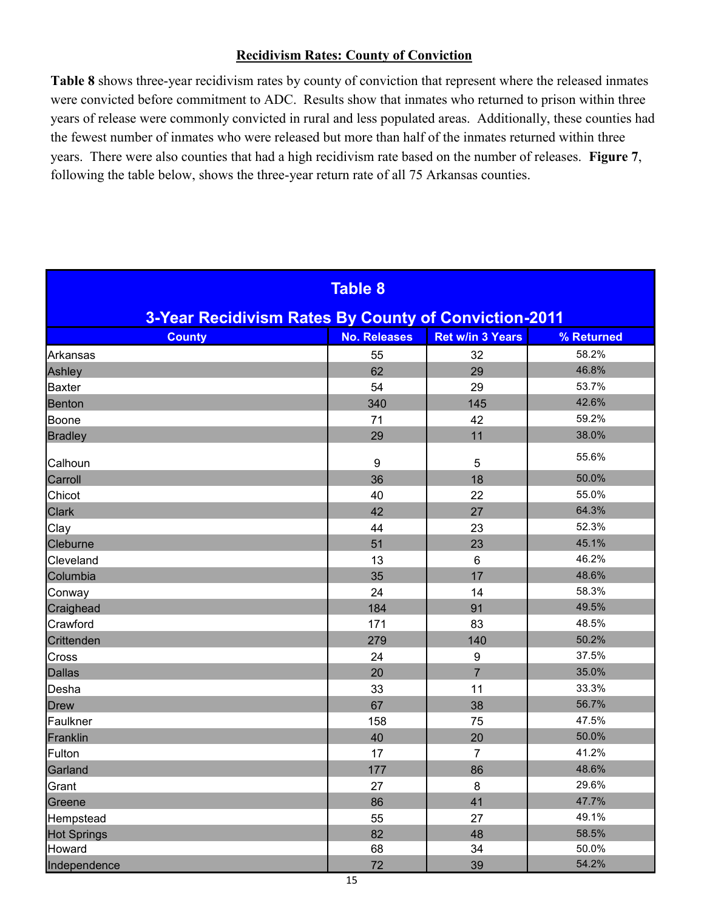## Recidivism Rates: County of Conviction

**Table 8** shows three-year recidivism rates by county of conviction that represent where the released inmates were convicted before commitment to ADC. Results show that inmates who returned to prison within three years of release were commonly convicted in rural and less populated areas. Additionally, these counties had the fewest number of inmates who were released but more than half of the inmates returned within three years. There were also counties that had a high recidivism rate based on the number of releases. **Figure 7**, following the table below, shows the three-year return rate of all 75 Arkansas counties.

**Table 8**

**3-Year Recidivism Rates By County of Conviction-2011**

| County | No. Releases | Ret w/in 3 Years | % Returned |
|---|---|---|---|
| Arkansas | 55 | 32 | 58.2% |
| Ashley | 62 | 29 | 46.8% |
| Baxter | 54 | 29 | 53.7% |
| Benton | 340 | 145 | 42.6% |
| Boone | 71 | 42 | 59.2% |
| Bradley | 29 | 11 | 38.0% |
| Calhoun | 9 | 5 | 55.6% |
| Carroll | 36 | 18 | 50.0% |
| Chicot | 40 | 22 | 55.0% |
| Clark | 42 | 27 | 64.3% |
| Clay | 44 | 23 | 52.3% |
| Cleburne | 51 | 23 | 45.1% |
| Cleveland | 13 | 6 | 46.2% |
| Columbia | 35 | 17 | 48.6% |
| Conway | 24 | 14 | 58.3% |
| Craighead | 184 | 91 | 49.5% |
| Crawford | 171 | 83 | 48.5% |
| Crittenden | 279 | 140 | 50.2% |
| Cross | 24 | 9 | 37.5% |
| Dallas | 20 | 7 | 35.0% |
| Desha | 33 | 11 | 33.3% |
| Drew | 67 | 38 | 56.7% |
| Faulkner | 158 | 75 | 47.5% |
| Franklin | 40 | 20 | 50.0% |
| Fulton | 17 | 7 | 41.2% |
| Garland | 177 | 86 | 48.6% |
| Grant | 27 | 8 | 29.6% |
| Greene | 86 | 41 | 47.7% |
| Hempstead | 55 | 27 | 49.1% |
| Hot Springs | 82 | 48 | 58.5% |
| Howard | 68 | 34 | 50.0% |
| Independence | 72 | 39 | 54.2% |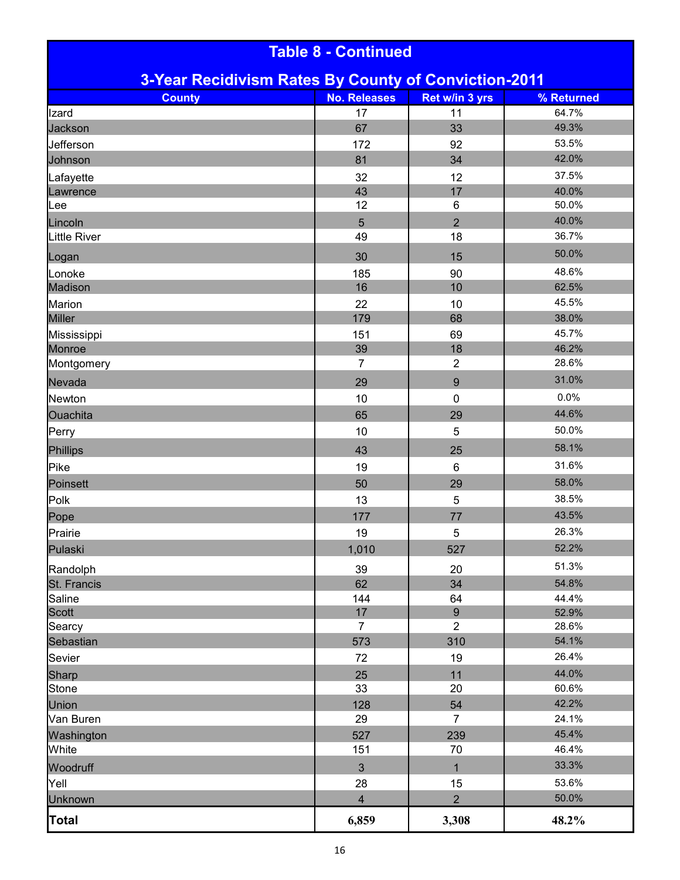## Table 8 - Continued

### 3-Year Recidivism Rates By County of Conviction-2011

| County | No. Releases | Ret w/in 3 yrs | % Returned |
|---|---|---|---|
| Izard | 17 | 11 | 64.7% |
| Jackson | 67 | 33 | 49.3% |
| Jefferson | 172 | 92 | 53.5% |
| Johnson | 81 | 34 | 42.0% |
| Lafayette | 32 | 12 | 37.5% |
| Lawrence | 43 | 17 | 40.0% |
| Lee | 12 | 6 | 50.0% |
| Lincoln | 5 | 2 | 40.0% |
| Little River | 49 | 18 | 36.7% |
| Logan | 30 | 15 | 50.0% |
| Lonoke | 185 | 90 | 48.6% |
| Madison | 16 | 10 | 62.5% |
| Marion | 22 | 10 | 45.5% |
| Miller | 179 | 68 | 38.0% |
| Mississippi | 151 | 69 | 45.7% |
| Monroe | 39 | 18 | 46.2% |
| Montgomery | 7 | 2 | 28.6% |
| Nevada | 29 | 9 | 31.0% |
| Newton | 10 | 0 | 0.0% |
| Ouachita | 65 | 29 | 44.6% |
| Perry | 10 | 5 | 50.0% |
| Phillips | 43 | 25 | 58.1% |
| Pike | 19 | 6 | 31.6% |
| Poinsett | 50 | 29 | 58.0% |
| Polk | 13 | 5 | 38.5% |
| Pope | 177 | 77 | 43.5% |
| Prairie | 19 | 5 | 26.3% |
| Pulaski | 1,010 | 527 | 52.2% |
| Randolph | 39 | 20 | 51.3% |
| St. Francis | 62 | 34 | 54.8% |
| Saline | 144 | 64 | 44.4% |
| Scott | 17 | 9 | 52.9% |
| Searcy | 7 | 2 | 28.6% |
| Sebastian | 573 | 310 | 54.1% |
| Sevier | 72 | 19 | 26.4% |
| Sharp | 25 | 11 | 44.0% |
| Stone | 33 | 20 | 60.6% |
| Union | 128 | 54 | 42.2% |
| Van Buren | 29 | 7 | 24.1% |
| Washington | 527 | 239 | 45.4% |
| White | 151 | 70 | 46.4% |
| Woodruff | 3 | 1 | 33.3% |
| Yell | 28 | 15 | 53.6% |
| Unknown | 4 | 2 | 50.0% |
| **Total** | **6,859** | **3,308** | **48.2%** |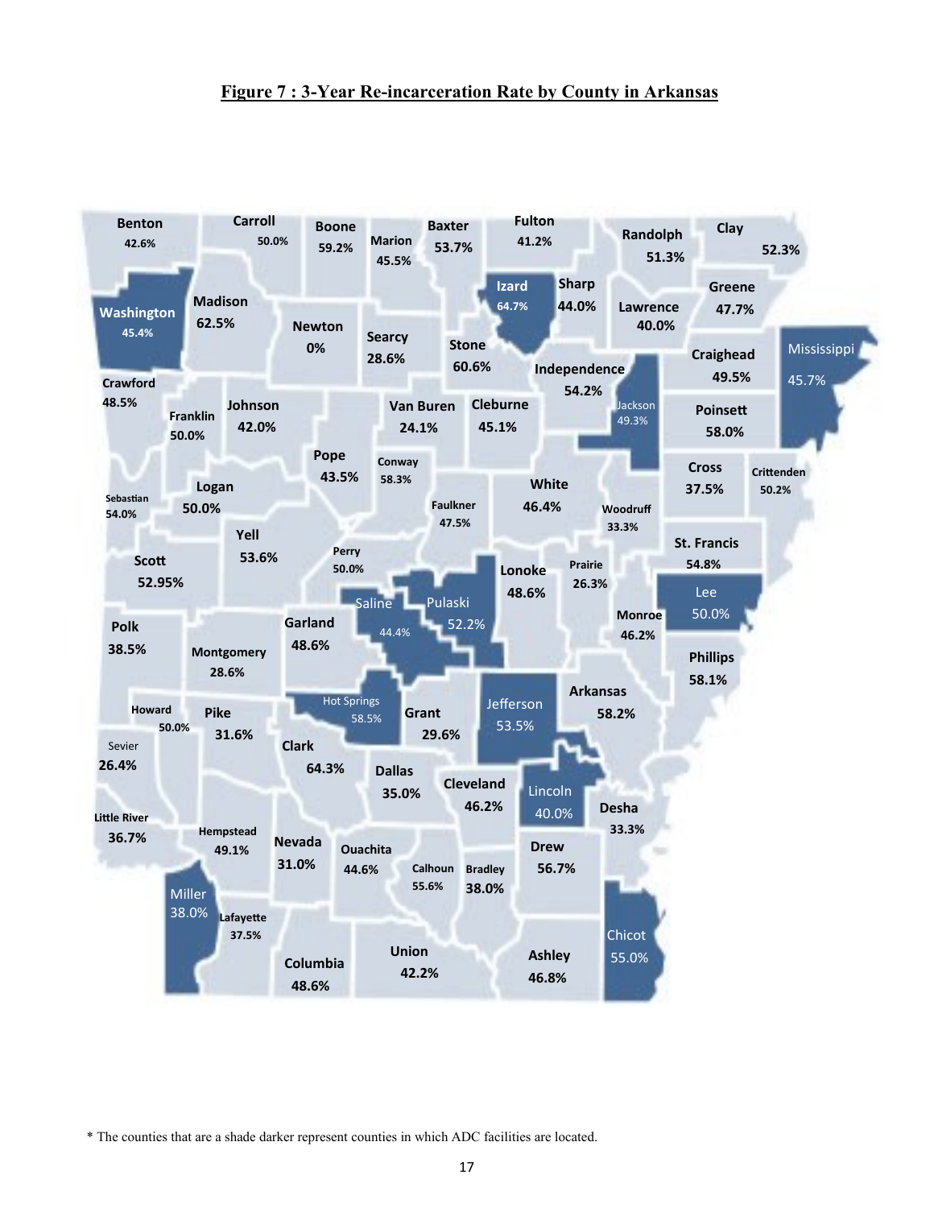**Figure 7 : 3-Year Re-incarceration Rate by County in Arkansas**

| County | 3-Year Re-incarceration Rate |
|---|---|
| Benton | 42.6% |
| Carroll | 50.0% |
| Boone | 59.2% |
| Marion | 45.5% |
| Baxter | 53.7% |
| Fulton | 41.2% |
| Randolph | 51.3% |
| Clay | 52.3% |
| Washington | 45.4% |
| Madison | 62.5% |
| Newton | 0% |
| Searcy | 28.6% |
| Stone | 60.6% |
| Izard | 64.7% |
| Sharp | 44.0% |
| Lawrence | 40.0% |
| Greene | 47.7% |
| Independence | 54.2% |
| Craighead | 49.5% |
| Mississippi | 45.7% |
| Crawford | 48.5% |
| Franklin | 50.0% |
| Johnson | 42.0% |
| Van Buren | 24.1% |
| Cleburne | 45.1% |
| Jackson | 49.3% |
| Poinsett | 58.0% |
| Pope | 43.5% |
| Conway | 58.3% |
| White | 46.4% |
| Cross | 37.5% |
| Crittenden | 50.2% |
| Sebastian | 54.0% |
| Logan | 50.0% |
| Faulkner | 47.5% |
| Woodruff | 33.3% |
| Yell | 53.6% |
| Perry | 50.0% |
| St. Francis | 54.8% |
| Scott | 52.95% |
| Lonoke | 48.6% |
| Prairie | 26.3% |
| Saline | 44.4% |
| Pulaski | 52.2% |
| Lee | 50.0% |
| Polk | 38.5% |
| Garland | 48.6% |
| Monroe | 46.2% |
| Montgomery | 28.6% |
| Phillips | 58.1% |
| Hot Springs | 58.5% |
| Jefferson | 53.5% |
| Arkansas | 58.2% |
| Howard | 50.0% |
| Pike | 31.6% |
| Grant | 29.6% |
| Sevier | 26.4% |
| Clark | 64.3% |
| Dallas | 35.0% |
| Cleveland | 46.2% |
| Lincoln | 40.0% |
| Desha | 33.3% |
| Little River | 36.7% |
| Hempstead | 49.1% |
| Nevada | 31.0% |
| Ouachita | 44.6% |
| Calhoun | 55.6% |
| Bradley | 38.0% |
| Drew | 56.7% |
| Miller | 38.0% |
| Lafayette | 37.5% |
| Chicot | 55.0% |
| Columbia | 48.6% |
| Union | 42.2% |
| Ashley | 46.8% |

\* The counties that are a shade darker represent counties in which ADC facilities are located.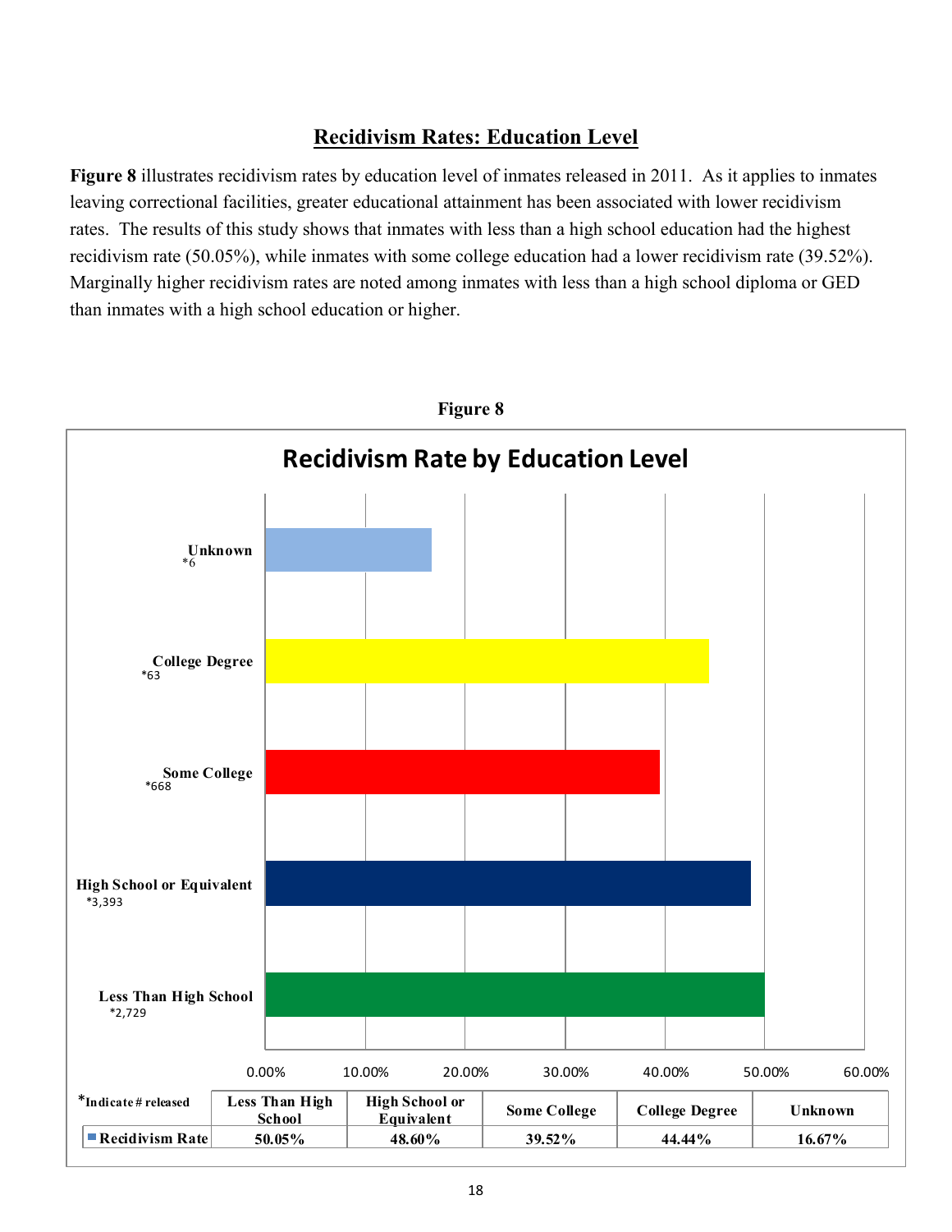## Recidivism Rates: Education Level

**Figure 8** illustrates recidivism rates by education level of inmates released in 2011. As it applies to inmates leaving correctional facilities, greater educational attainment has been associated with lower recidivism rates. The results of this study shows that inmates with less than a high school education had the highest recidivism rate (50.05%), while inmates with some college education had a lower recidivism rate (39.52%). Marginally higher recidivism rates are noted among inmates with less than a high school diploma or GED than inmates with a high school education or higher.

**Figure 8**

**Recidivism Rate by Education Level**

| *Indicate # released | Less Than High School *2,729 | High School or Equivalent *3,393 | Some College *668 | College Degree *63 | Unknown *6 |
|---|---|---|---|---|---|
| Recidivism Rate | 50.05% | 48.60% | 39.52% | 44.44% | 16.67% |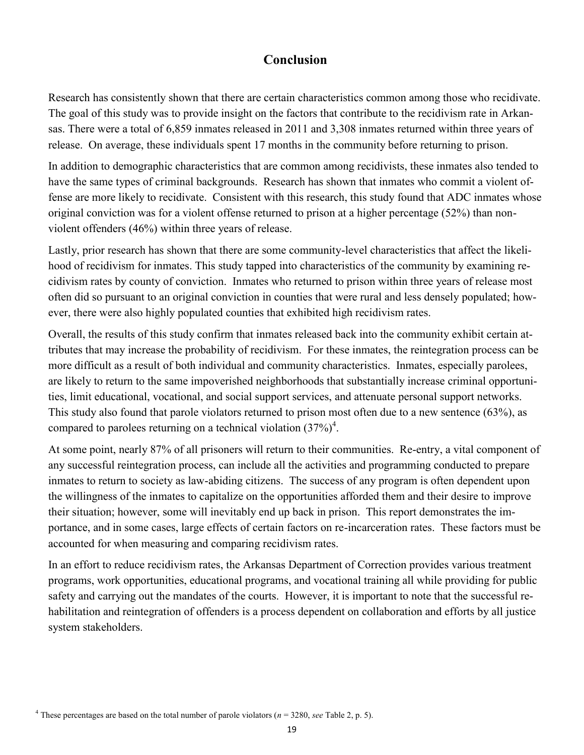## Conclusion

Research has consistently shown that there are certain characteristics common among those who recidivate. The goal of this study was to provide insight on the factors that contribute to the recidivism rate in Arkansas. There were a total of 6,859 inmates released in 2011 and 3,308 inmates returned within three years of release. On average, these individuals spent 17 months in the community before returning to prison.

In addition to demographic characteristics that are common among recidivists, these inmates also tended to have the same types of criminal backgrounds. Research has shown that inmates who commit a violent offense are more likely to recidivate. Consistent with this research, this study found that ADC inmates whose original conviction was for a violent offense returned to prison at a higher percentage (52%) than non-violent offenders (46%) within three years of release.

Lastly, prior research has shown that there are some community-level characteristics that affect the likelihood of recidivism for inmates. This study tapped into characteristics of the community by examining recidivism rates by county of conviction. Inmates who returned to prison within three years of release most often did so pursuant to an original conviction in counties that were rural and less densely populated; however, there were also highly populated counties that exhibited high recidivism rates.

Overall, the results of this study confirm that inmates released back into the community exhibit certain attributes that may increase the probability of recidivism. For these inmates, the reintegration process can be more difficult as a result of both individual and community characteristics. Inmates, especially parolees, are likely to return to the same impoverished neighborhoods that substantially increase criminal opportunities, limit educational, vocational, and social support services, and attenuate personal support networks. This study also found that parole violators returned to prison most often due to a new sentence (63%), as compared to parolees returning on a technical violation (37%)[4].

At some point, nearly 87% of all prisoners will return to their communities. Re-entry, a vital component of any successful reintegration process, can include all the activities and programming conducted to prepare inmates to return to society as law-abiding citizens. The success of any program is often dependent upon the willingness of the inmates to capitalize on the opportunities afforded them and their desire to improve their situation; however, some will inevitably end up back in prison. This report demonstrates the importance, and in some cases, large effects of certain factors on re-incarceration rates. These factors must be accounted for when measuring and comparing recidivism rates.

In an effort to reduce recidivism rates, the Arkansas Department of Correction provides various treatment programs, work opportunities, educational programs, and vocational training all while providing for public safety and carrying out the mandates of the courts. However, it is important to note that the successful rehabilitation and reintegration of offenders is a process dependent on collaboration and efforts by all justice system stakeholders.

[4] These percentages are based on the total number of parole violators (*n* = 3280, *see* Table 2, p. 5).